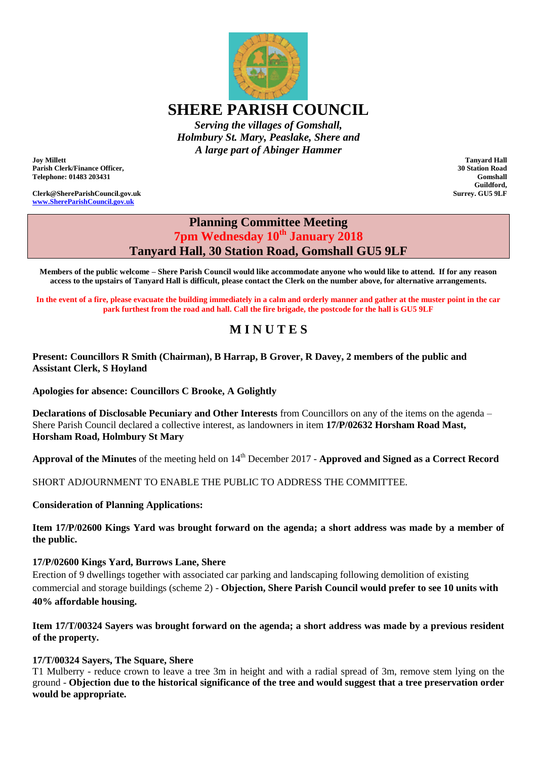# SHERE PARISH COUNCIL

*Serving the villages of Gomshall, Holmbury St. Mary, Peaslake, Shere and A large part of Abinger Hammer*

**Joy Millett**
**Parish Clerk/Finance Officer,**
**Telephone: 01483 203431**

**Clerk@ShereParishCouncil.gov.uk**
**www.ShereParishCouncil.gov.uk**

**Tanyard Hall**
**30 Station Road**
**Gomshall**
**Guildford,**
**Surrey. GU5 9LF**

## Planning Committee Meeting
## 7pm Wednesday 10th January 2018
## Tanyard Hall, 30 Station Road, Gomshall GU5 9LF

**Members of the public welcome – Shere Parish Council would like accommodate anyone who would like to attend. If for any reason access to the upstairs of Tanyard Hall is difficult, please contact the Clerk on the number above, for alternative arrangements.**

**In the event of a fire, please evacuate the building immediately in a calm and orderly manner and gather at the muster point in the car park furthest from the road and hall. Call the fire brigade, the postcode for the hall is GU5 9LF**

## M I N U T E S

**Present: Councillors R Smith (Chairman), B Harrap, B Grover, R Davey, 2 members of the public and Assistant Clerk, S Hoyland**

**Apologies for absence: Councillors C Brooke, A Golightly**

**Declarations of Disclosable Pecuniary and Other Interests** from Councillors on any of the items on the agenda – Shere Parish Council declared a collective interest, as landowners in item **17/P/02632 Horsham Road Mast, Horsham Road, Holmbury St Mary**

**Approval of the Minutes** of the meeting held on 14th December 2017 - **Approved and Signed as a Correct Record**

SHORT ADJOURNMENT TO ENABLE THE PUBLIC TO ADDRESS THE COMMITTEE.

**Consideration of Planning Applications:**

**Item 17/P/02600 Kings Yard was brought forward on the agenda; a short address was made by a member of the public.**

**17/P/02600 Kings Yard, Burrows Lane, Shere**
Erection of 9 dwellings together with associated car parking and landscaping following demolition of existing commercial and storage buildings (scheme 2) - **Objection, Shere Parish Council would prefer to see 10 units with 40% affordable housing.**

**Item 17/T/00324 Sayers was brought forward on the agenda; a short address was made by a previous resident of the property.**

**17/T/00324 Sayers, The Square, Shere**
T1 Mulberry - reduce crown to leave a tree 3m in height and with a radial spread of 3m, remove stem lying on the ground - **Objection due to the historical significance of the tree and would suggest that a tree preservation order would be appropriate.**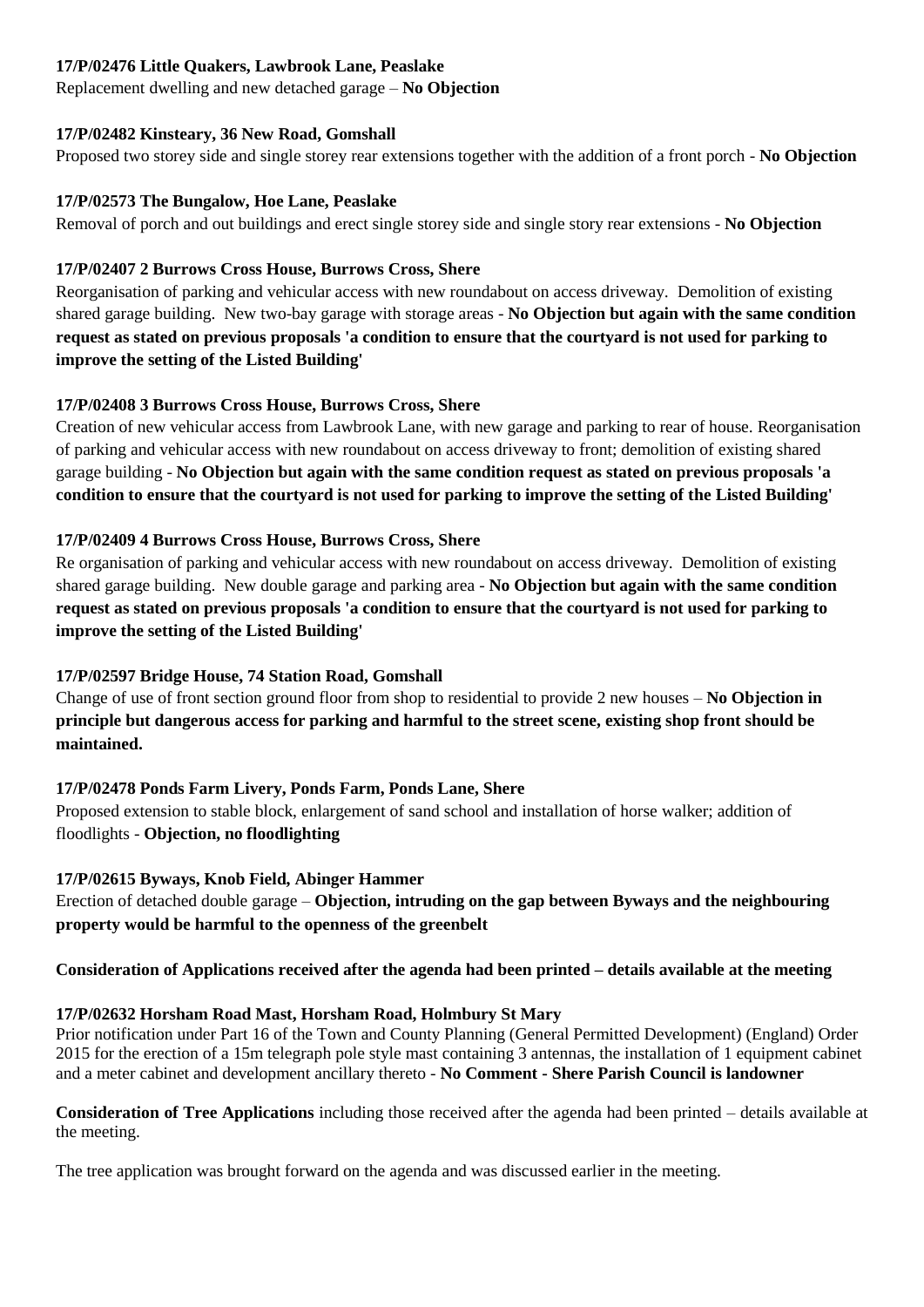**17/P/02476 Little Quakers, Lawbrook Lane, Peaslake**
Replacement dwelling and new detached garage – **No Objection**

**17/P/02482 Kinsteary, 36 New Road, Gomshall**
Proposed two storey side and single storey rear extensions together with the addition of a front porch - **No Objection**

**17/P/02573 The Bungalow, Hoe Lane, Peaslake**
Removal of porch and out buildings and erect single storey side and single story rear extensions - **No Objection**

**17/P/02407 2 Burrows Cross House, Burrows Cross, Shere**
Reorganisation of parking and vehicular access with new roundabout on access driveway. Demolition of existing shared garage building. New two-bay garage with storage areas - **No Objection but again with the same condition request as stated on previous proposals 'a condition to ensure that the courtyard is not used for parking to improve the setting of the Listed Building'**

**17/P/02408 3 Burrows Cross House, Burrows Cross, Shere**
Creation of new vehicular access from Lawbrook Lane, with new garage and parking to rear of house. Reorganisation of parking and vehicular access with new roundabout on access driveway to front; demolition of existing shared garage building - **No Objection but again with the same condition request as stated on previous proposals 'a condition to ensure that the courtyard is not used for parking to improve the setting of the Listed Building'**

**17/P/02409 4 Burrows Cross House, Burrows Cross, Shere**
Re organisation of parking and vehicular access with new roundabout on access driveway. Demolition of existing shared garage building. New double garage and parking area - **No Objection but again with the same condition request as stated on previous proposals 'a condition to ensure that the courtyard is not used for parking to improve the setting of the Listed Building'**

**17/P/02597 Bridge House, 74 Station Road, Gomshall**
Change of use of front section ground floor from shop to residential to provide 2 new houses – **No Objection in principle but dangerous access for parking and harmful to the street scene, existing shop front should be maintained.**

**17/P/02478 Ponds Farm Livery, Ponds Farm, Ponds Lane, Shere**
Proposed extension to stable block, enlargement of sand school and installation of horse walker; addition of floodlights - **Objection, no floodlighting**

**17/P/02615 Byways, Knob Field, Abinger Hammer**
Erection of detached double garage – **Objection, intruding on the gap between Byways and the neighbouring property would be harmful to the openness of the greenbelt**

**Consideration of Applications received after the agenda had been printed – details available at the meeting**

**17/P/02632 Horsham Road Mast, Horsham Road, Holmbury St Mary**
Prior notification under Part 16 of the Town and County Planning (General Permitted Development) (England) Order 2015 for the erection of a 15m telegraph pole style mast containing 3 antennas, the installation of 1 equipment cabinet and a meter cabinet and development ancillary thereto - **No Comment - Shere Parish Council is landowner**

**Consideration of Tree Applications** including those received after the agenda had been printed – details available at the meeting.

The tree application was brought forward on the agenda and was discussed earlier in the meeting.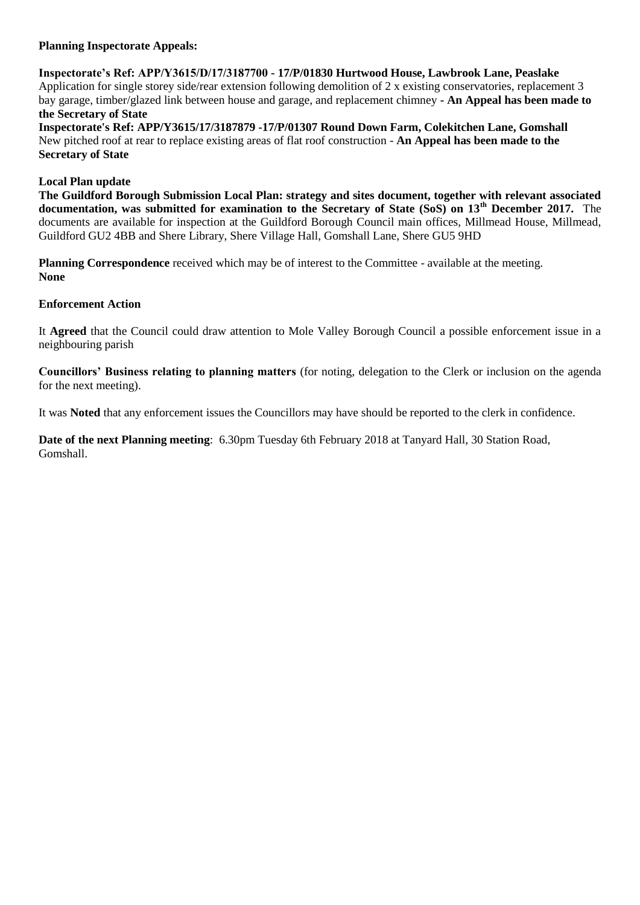**Planning Inspectorate Appeals:**

**Inspectorate's Ref: APP/Y3615/D/17/3187700 - 17/P/01830 Hurtwood House, Lawbrook Lane, Peaslake**
Application for single storey side/rear extension following demolition of 2 x existing conservatories, replacement 3 bay garage, timber/glazed link between house and garage, and replacement chimney - **An Appeal has been made to the Secretary of State**

**Inspectorate's Ref: APP/Y3615/17/3187879 -17/P/01307 Round Down Farm, Colekitchen Lane, Gomshall**
New pitched roof at rear to replace existing areas of flat roof construction - **An Appeal has been made to the Secretary of State**

**Local Plan update**

**The Guildford Borough Submission Local Plan: strategy and sites document, together with relevant associated documentation, was submitted for examination to the Secretary of State (SoS) on 13th December 2017.** The documents are available for inspection at the Guildford Borough Council main offices, Millmead House, Millmead, Guildford GU2 4BB and Shere Library, Shere Village Hall, Gomshall Lane, Shere GU5 9HD

**Planning Correspondence** received which may be of interest to the Committee - available at the meeting.
**None**

**Enforcement Action**

It **Agreed** that the Council could draw attention to Mole Valley Borough Council a possible enforcement issue in a neighbouring parish

**Councillors' Business relating to planning matters** (for noting, delegation to the Clerk or inclusion on the agenda for the next meeting).

It was **Noted** that any enforcement issues the Councillors may have should be reported to the clerk in confidence.

**Date of the next Planning meeting**: 6.30pm Tuesday 6th February 2018 at Tanyard Hall, 30 Station Road, Gomshall.